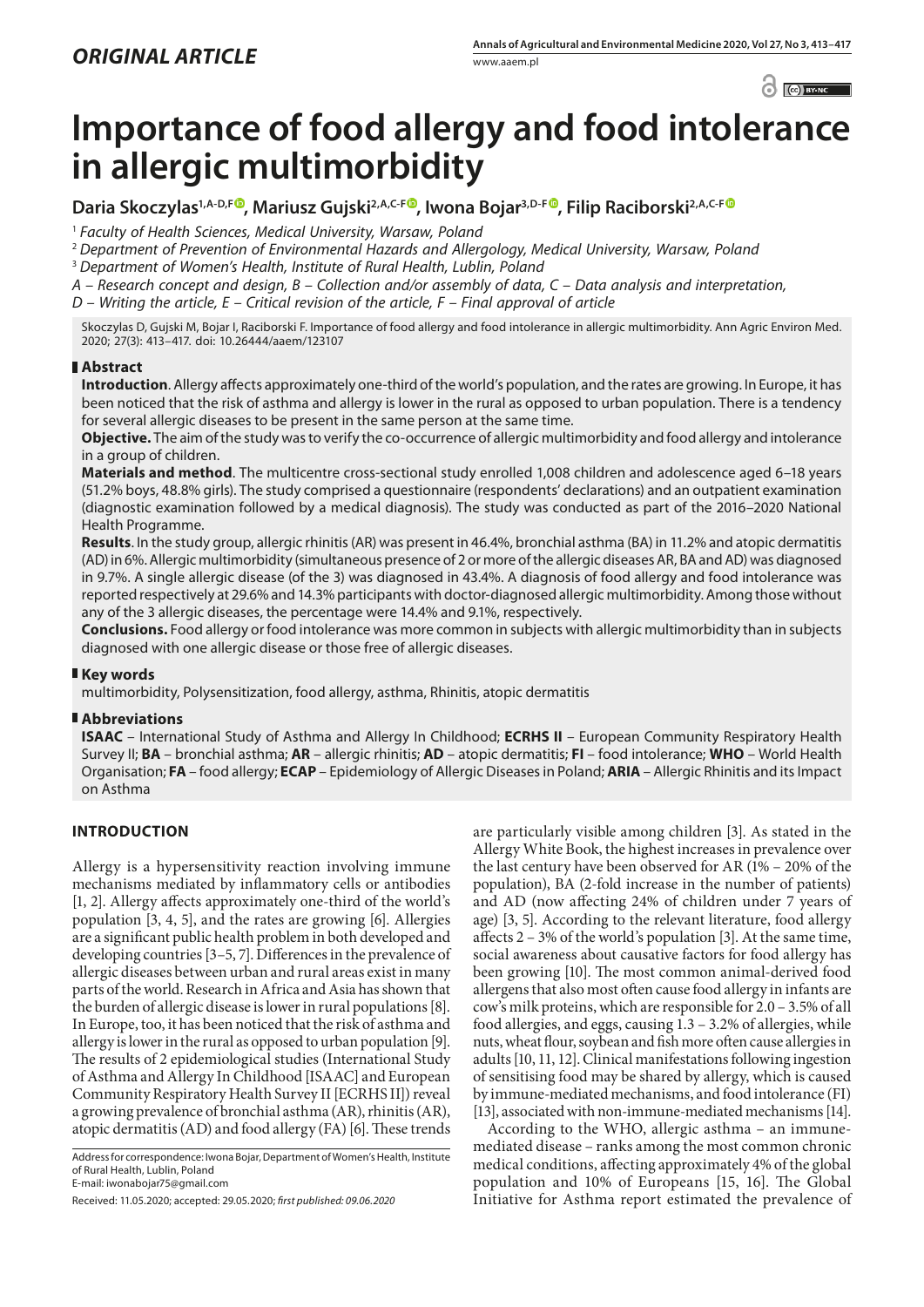*ORIGINAL ARTICLE*

# Importance of food allergy and food intolerance in allergic multimorbidity

**Daria Skoczylas[1,A-D,F], Mariusz Gujski[2,A,C-F], Iwona Bojar[3,D-F], Filip Raciborski[2,A,C-F]**

[1] *Faculty of Health Sciences, Medical University, Warsaw, Poland*

[2] *Department of Prevention of Environmental Hazards and Allergology, Medical University, Warsaw, Poland*

[3] *Department of Women's Health, Institute of Rural Health, Lublin, Poland*

*A – Research concept and design, B – Collection and/or assembly of data, C – Data analysis and interpretation, D – Writing the article, E – Critical revision of the article, F – Final approval of article*

Skoczylas D, Gujski M, Bojar I, Raciborski F. Importance of food allergy and food intolerance in allergic multimorbidity. Ann Agric Environ Med. 2020; 27(3): 413–417. doi: 10.26444/aaem/123107

## Abstract

**Introduction**. Allergy affects approximately one-third of the world's population, and the rates are growing. In Europe, it has been noticed that the risk of asthma and allergy is lower in the rural as opposed to urban population. There is a tendency for several allergic diseases to be present in the same person at the same time.

**Objective.** The aim of the study was to verify the co-occurrence of allergic multimorbidity and food allergy and intolerance in a group of children.

**Materials and method**. The multicentre cross-sectional study enrolled 1,008 children and adolescence aged 6–18 years (51.2% boys, 48.8% girls). The study comprised a questionnaire (respondents' declarations) and an outpatient examination (diagnostic examination followed by a medical diagnosis). The study was conducted as part of the 2016–2020 National Health Programme.

**Results**. In the study group, allergic rhinitis (AR) was present in 46.4%, bronchial asthma (BA) in 11.2% and atopic dermatitis (AD) in 6%. Allergic multimorbidity (simultaneous presence of 2 or more of the allergic diseases AR, BA and AD) was diagnosed in 9.7%. A single allergic disease (of the 3) was diagnosed in 43.4%. A diagnosis of food allergy and food intolerance was reported respectively at 29.6% and 14.3% participants with doctor-diagnosed allergic multimorbidity. Among those without any of the 3 allergic diseases, the percentage were 14.4% and 9.1%, respectively.

**Conclusions.** Food allergy or food intolerance was more common in subjects with allergic multimorbidity than in subjects diagnosed with one allergic disease or those free of allergic diseases.

## Key words

multimorbidity, Polysensitization, food allergy, asthma, Rhinitis, atopic dermatitis

## Abbreviations

**ISAAC** – International Study of Asthma and Allergy In Childhood; **ECRHS II** – European Community Respiratory Health Survey II; **BA** – bronchial asthma; **AR** – allergic rhinitis; **AD** – atopic dermatitis; **FI** – food intolerance; **WHO** – World Health Organisation; **FA** – food allergy; **ECAP** – Epidemiology of Allergic Diseases in Poland; **ARIA** – Allergic Rhinitis and its Impact on Asthma

## INTRODUCTION

Allergy is a hypersensitivity reaction involving immune mechanisms mediated by inflammatory cells or antibodies [1, 2]. Allergy affects approximately one-third of the world's population [3, 4, 5], and the rates are growing [6]. Allergies are a significant public health problem in both developed and developing countries [3–5, 7]. Differences in the prevalence of allergic diseases between urban and rural areas exist in many parts of the world. Research in Africa and Asia has shown that the burden of allergic disease is lower in rural populations [8]. In Europe, too, it has been noticed that the risk of asthma and allergy is lower in the rural as opposed to urban population [9]. The results of 2 epidemiological studies (International Study of Asthma and Allergy In Childhood [ISAAC] and European Community Respiratory Health Survey II [ECRHS II]) reveal a growing prevalence of bronchial asthma (AR), rhinitis (AR), atopic dermatitis (AD) and food allergy (FA) [6]. These trends are particularly visible among children [3]. As stated in the Allergy White Book, the highest increases in prevalence over the last century have been observed for AR (1% – 20% of the population), BA (2-fold increase in the number of patients) and AD (now affecting 24% of children under 7 years of age) [3, 5]. According to the relevant literature, food allergy affects 2 – 3% of the world's population [3]. At the same time, social awareness about causative factors for food allergy has been growing [10]. The most common animal-derived food allergens that also most often cause food allergy in infants are cow's milk proteins, which are responsible for 2.0 – 3.5% of all food allergies, and eggs, causing 1.3 – 3.2% of allergies, while nuts, wheat flour, soybean and fish more often cause allergies in adults [10, 11, 12]. Clinical manifestations following ingestion of sensitising food may be shared by allergy, which is caused by immune-mediated mechanisms, and food intolerance (FI) [13], associated with non-immune-mediated mechanisms [14].

According to the WHO, allergic asthma – an immune-mediated disease – ranks among the most common chronic medical conditions, affecting approximately 4% of the global population and 10% of Europeans [15, 16]. The Global Initiative for Asthma report estimated the prevalence of

Address for correspondence: Iwona Bojar, Department of Women's Health, Institute of Rural Health, Lublin, Poland
E-mail: iwonabojar75@gmail.com

Received: 11.05.2020; accepted: 29.05.2020; *first published: 09.06.2020*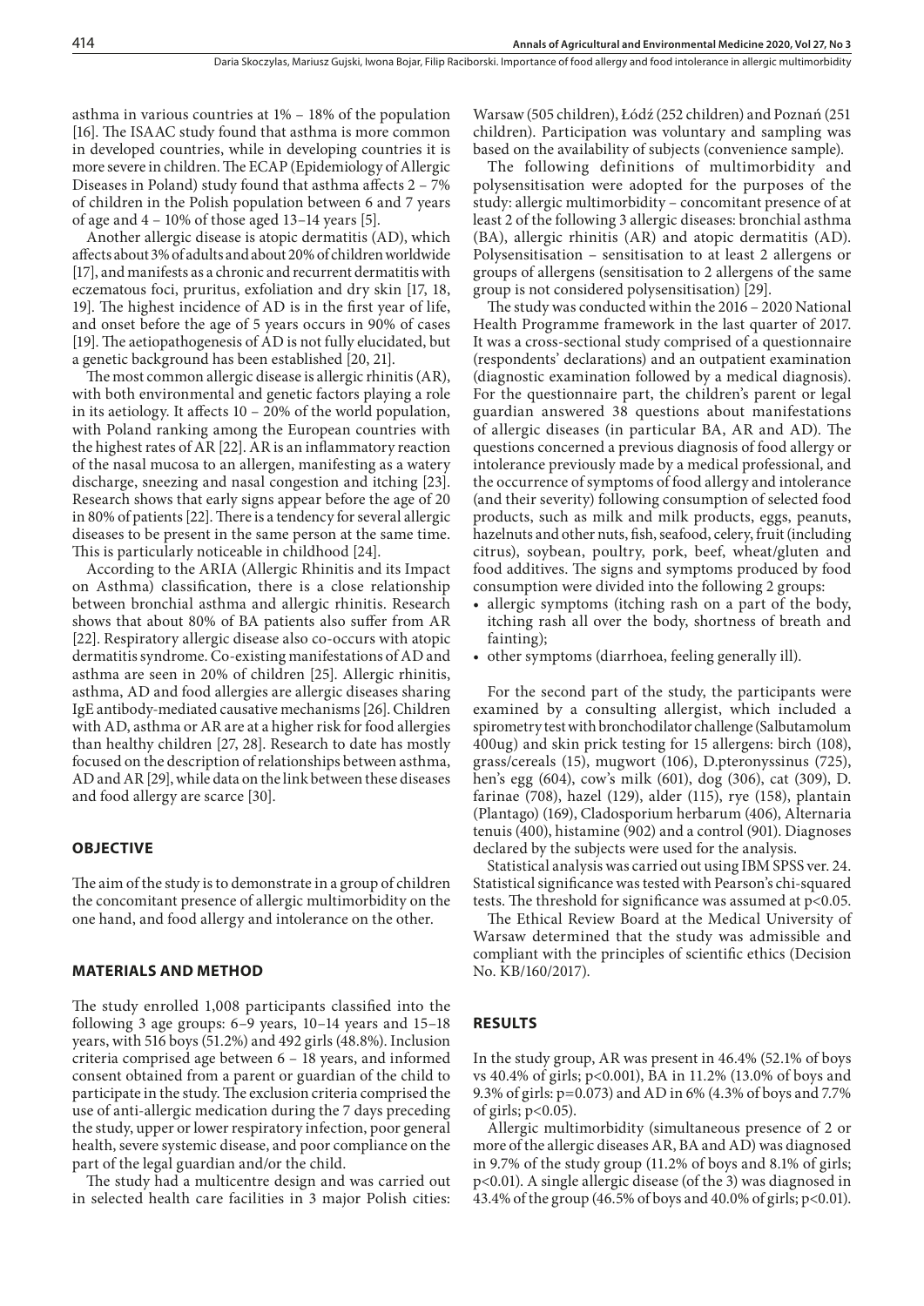asthma in various countries at 1% – 18% of the population [16]. The ISAAC study found that asthma is more common in developed countries, while in developing countries it is more severe in children. The ECAP (Epidemiology of Allergic Diseases in Poland) study found that asthma affects 2 – 7% of children in the Polish population between 6 and 7 years of age and 4 – 10% of those aged 13–14 years [5].

Another allergic disease is atopic dermatitis (AD), which affects about 3% of adults and about 20% of children worldwide [17], and manifests as a chronic and recurrent dermatitis with eczematous foci, pruritus, exfoliation and dry skin [17, 18, 19]. The highest incidence of AD is in the first year of life, and onset before the age of 5 years occurs in 90% of cases [19]. The aetiopathogenesis of AD is not fully elucidated, but a genetic background has been established [20, 21].

The most common allergic disease is allergic rhinitis (AR), with both environmental and genetic factors playing a role in its aetiology. It affects 10 – 20% of the world population, with Poland ranking among the European countries with the highest rates of AR [22]. AR is an inflammatory reaction of the nasal mucosa to an allergen, manifesting as a watery discharge, sneezing and nasal congestion and itching [23]. Research shows that early signs appear before the age of 20 in 80% of patients [22]. There is a tendency for several allergic diseases to be present in the same person at the same time. This is particularly noticeable in childhood [24].

According to the ARIA (Allergic Rhinitis and its Impact on Asthma) classification, there is a close relationship between bronchial asthma and allergic rhinitis. Research shows that about 80% of BA patients also suffer from AR [22]. Respiratory allergic disease also co-occurs with atopic dermatitis syndrome. Co-existing manifestations of AD and asthma are seen in 20% of children [25]. Allergic rhinitis, asthma, AD and food allergies are allergic diseases sharing IgE antibody-mediated causative mechanisms [26]. Children with AD, asthma or AR are at a higher risk for food allergies than healthy children [27, 28]. Research to date has mostly focused on the description of relationships between asthma, AD and AR [29], while data on the link between these diseases and food allergy are scarce [30].

## OBJECTIVE

The aim of the study is to demonstrate in a group of children the concomitant presence of allergic multimorbidity on the one hand, and food allergy and intolerance on the other.

## MATERIALS AND METHOD

The study enrolled 1,008 participants classified into the following 3 age groups: 6–9 years, 10–14 years and 15–18 years, with 516 boys (51.2%) and 492 girls (48.8%). Inclusion criteria comprised age between 6 – 18 years, and informed consent obtained from a parent or guardian of the child to participate in the study. The exclusion criteria comprised the use of anti-allergic medication during the 7 days preceding the study, upper or lower respiratory infection, poor general health, severe systemic disease, and poor compliance on the part of the legal guardian and/or the child.

The study had a multicentre design and was carried out in selected health care facilities in 3 major Polish cities: Warsaw (505 children), Łódź (252 children) and Poznań (251 children). Participation was voluntary and sampling was based on the availability of subjects (convenience sample).

The following definitions of multimorbidity and polysensitisation were adopted for the purposes of the study: allergic multimorbidity – concomitant presence of at least 2 of the following 3 allergic diseases: bronchial asthma (BA), allergic rhinitis (AR) and atopic dermatitis (AD). Polysensitisation – sensitisation to at least 2 allergens or groups of allergens (sensitisation to 2 allergens of the same group is not considered polysensitisation) [29].

The study was conducted within the 2016 – 2020 National Health Programme framework in the last quarter of 2017. It was a cross-sectional study comprised of a questionnaire (respondents' declarations) and an outpatient examination (diagnostic examination followed by a medical diagnosis). For the questionnaire part, the children's parent or legal guardian answered 38 questions about manifestations of allergic diseases (in particular BA, AR and AD). The questions concerned a previous diagnosis of food allergy or intolerance previously made by a medical professional, and the occurrence of symptoms of food allergy and intolerance (and their severity) following consumption of selected food products, such as milk and milk products, eggs, peanuts, hazelnuts and other nuts, fish, seafood, celery, fruit (including citrus), soybean, poultry, pork, beef, wheat/gluten and food additives. The signs and symptoms produced by food consumption were divided into the following 2 groups:

- allergic symptoms (itching rash on a part of the body, itching rash all over the body, shortness of breath and fainting);
- other symptoms (diarrhoea, feeling generally ill).

For the second part of the study, the participants were examined by a consulting allergist, which included a spirometry test with bronchodilator challenge (Salbutamolum 400ug) and skin prick testing for 15 allergens: birch (108), grass/cereals (15), mugwort (106), D.pteronyssinus (725), hen's egg (604), cow's milk (601), dog (306), cat (309), D. farinae (708), hazel (129), alder (115), rye (158), plantain (Plantago) (169), Cladosporium herbarum (406), Alternaria tenuis (400), histamine (902) and a control (901). Diagnoses declared by the subjects were used for the analysis.

Statistical analysis was carried out using IBM SPSS ver. 24. Statistical significance was tested with Pearson's chi-squared tests. The threshold for significance was assumed at $p<0.05$.

The Ethical Review Board at the Medical University of Warsaw determined that the study was admissible and compliant with the principles of scientific ethics (Decision No. KB/160/2017).

## RESULTS

In the study group, AR was present in 46.4% (52.1% of boys vs 40.4% of girls; $p<0.001$), BA in 11.2% (13.0% of boys and 9.3% of girls: $p=0.073$) and AD in 6% (4.3% of boys and 7.7% of girls; $p<0.05$).

Allergic multimorbidity (simultaneous presence of 2 or more of the allergic diseases AR, BA and AD) was diagnosed in 9.7% of the study group (11.2% of boys and 8.1% of girls; $p<0.01$). A single allergic disease (of the 3) was diagnosed in 43.4% of the group (46.5% of boys and 40.0% of girls; $p<0.01$).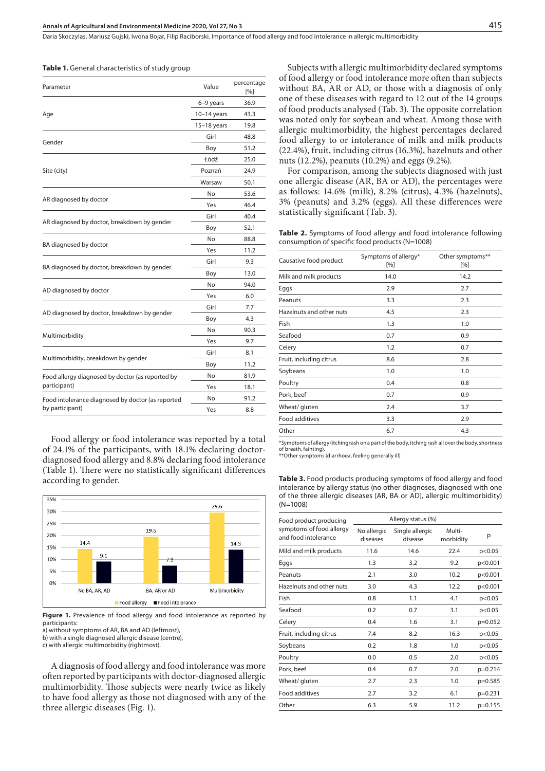**Table 1.** General characteristics of study group

| Parameter | Value | percentage [%] |
|---|---|---|
| Age | 6–9 years | 36.9 |
| | 10–14 years | 43.3 |
| | 15–18 years | 19.8 |
| Gender | Girl | 48.8 |
| | Boy | 51.2 |
| Site (city) | Łódź | 25.0 |
| | Poznań | 24.9 |
| | Warsaw | 50.1 |
| AR diagnosed by doctor | No | 53.6 |
| | Yes | 46.4 |
| AR diagnosed by doctor, breakdown by gender | Girl | 40.4 |
| | Boy | 52.1 |
| BA diagnosed by doctor | No | 88.8 |
| | Yes | 11.2 |
| BA diagnosed by doctor, breakdown by gender | Girl | 9.3 |
| | Boy | 13.0 |
| AD diagnosed by doctor | No | 94.0 |
| | Yes | 6.0 |
| AD diagnosed by doctor, breakdown by gender | Girl | 7.7 |
| | Boy | 4.3 |
| Multimorbidity | No | 90.3 |
| | Yes | 9.7 |
| Multimorbidity, breakdown by gender | Girl | 8.1 |
| | Boy | 11.2 |
| Food allergy diagnosed by doctor (as reported by participant) | No | 81.9 |
| | Yes | 18.1 |
| Food intolerance diagnosed by doctor (as reported by participant) | No | 91.2 |
| | Yes | 8.8 |

Food allergy or food intolerance was reported by a total of 24.1% of the participants, with 18.1% declaring doctor-diagnosed food allergy and 8.8% declaring food intolerance (Table 1). There were no statistically significant differences according to gender.

| | Food allergy | Food intolerance |
|---|---|---|
| No BA, AR, AD | 14.4 | 9.1 |
| BA, AR or AD | 19.5 | 7.3 |
| Multimorbidity | 29.6 | 14.3 |

**Figure 1.** Prevalence of food allergy and food intolerance as reported by participants:
a) without symptoms of AR, BA and AD (leftmost),
b) with a single diagnosed allergic disease (centre),
c) with allergic multimorbidity (rightmost).

A diagnosis of food allergy and food intolerance was more often reported by participants with doctor-diagnosed allergic multimorbidity. Those subjects were nearly twice as likely to have food allergy as those not diagnosed with any of the three allergic diseases (Fig. 1).

Subjects with allergic multimorbidity declared symptoms of food allergy or food intolerance more often than subjects without BA, AR or AD, or those with a diagnosis of only one of these diseases with regard to 12 out of the 14 groups of food products analysed (Tab. 3). The opposite correlation was noted only for soybean and wheat. Among those with allergic multimorbidity, the highest percentages declared food allergy to or intolerance of milk and milk products (22.4%), fruit, including citrus (16.3%), hazelnuts and other nuts (12.2%), peanuts (10.2%) and eggs (9.2%).

For comparison, among the subjects diagnosed with just one allergic disease (AR, BA or AD), the percentages were as follows: 14.6% (milk), 8.2% (citrus), 4.3% (hazelnuts), 3% (peanuts) and 3.2% (eggs). All these differences were statistically significant (Tab. 3).

**Table 2.** Symptoms of food allergy and food intolerance following consumption of specific food products (N=1008)

| Causative food product | Symptoms of allergy* [%] | Other symptoms** [%] |
|---|---|---|
| Milk and milk products | 14.0 | 14.2 |
| Eggs | 2.9 | 2.7 |
| Peanuts | 3.3 | 2.3 |
| Hazelnuts and other nuts | 4.5 | 2.3 |
| Fish | 1.3 | 1.0 |
| Seafood | 0.7 | 0.9 |
| Celery | 1.2 | 0.7 |
| Fruit, including citrus | 8.6 | 2.8 |
| Soybeans | 1.0 | 1.0 |
| Poultry | 0.4 | 0.8 |
| Pork, beef | 0.7 | 0.9 |
| Wheat/ gluten | 2.4 | 3.7 |
| Food additives | 3.3 | 2.9 |
| Other | 6.7 | 4.3 |

*Symptoms of allergy (itching rash on a part of the body, itching rash all over the body, shortness of breath, fainting).
**Other symptoms (diarrhoea, feeling generally ill)

**Table 3.** Food products producing symptoms of food allergy and food intolerance by allergy status (no other diagnoses, diagnosed with one of the three allergic diseases [AR, BA or AD], allergic multimorbidity) (N=1008)

| Food product producing symptoms of food allergy and food intolerance | Allergy status (%) | | | |
|---|---|---|---|---|
| | No allergic diseases | Single allergic disease | Multi-morbidity | p |
| Mild and milk products | 11.6 | 14.6 | 22.4 | $p<0.05$ |
| Eggs | 1.3 | 3.2 | 9.2 | $p<0.001$ |
| Peanuts | 2.1 | 3.0 | 10.2 | $p<0.001$ |
| Hazelnuts and other nuts | 3.0 | 4.3 | 12.2 | $p<0.001$ |
| Fish | 0.8 | 1.1 | 4.1 | $p<0.05$ |
| Seafood | 0.2 | 0.7 | 3.1 | $p<0.05$ |
| Celery | 0.4 | 1.6 | 3.1 | $p=0.052$ |
| Fruit, including citrus | 7.4 | 8.2 | 16.3 | $p<0.05$ |
| Soybeans | 0.2 | 1.8 | 1.0 | $p<0.05$ |
| Poultry | 0.0 | 0.5 | 2.0 | $p<0.05$ |
| Pork, beef | 0.4 | 0.7 | 2.0 | $p=0.214$ |
| Wheat/ gluten | 2.7 | 2.3 | 1.0 | $p=0.585$ |
| Food additives | 2.7 | 3.2 | 6.1 | $p=0.231$ |
| Other | 6.3 | 5.9 | 11.2 | $p=0.155$ |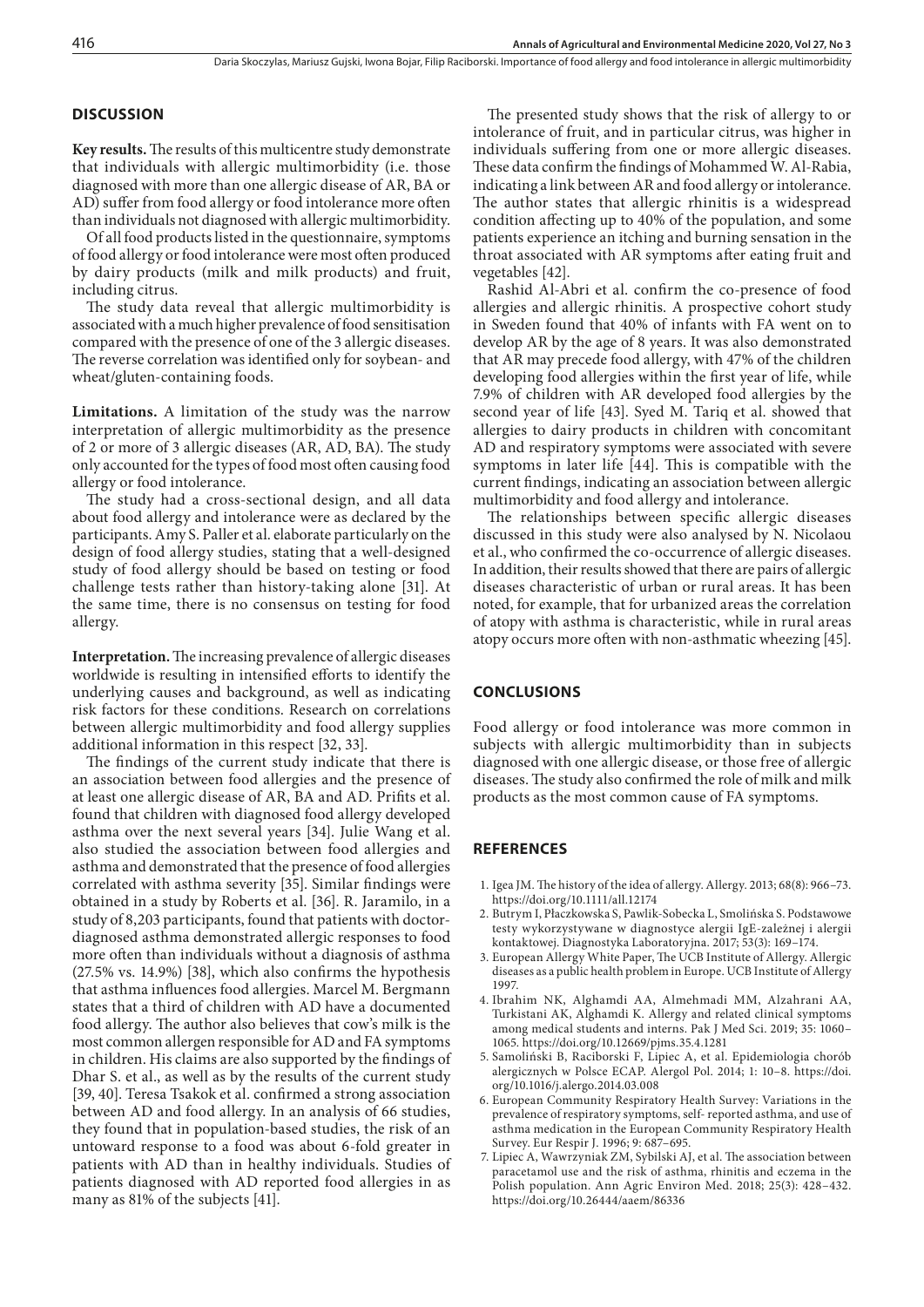## DISCUSSION

**Key results.** The results of this multicentre study demonstrate that individuals with allergic multimorbidity (i.e. those diagnosed with more than one allergic disease of AR, BA or AD) suffer from food allergy or food intolerance more often than individuals not diagnosed with allergic multimorbidity.

Of all food products listed in the questionnaire, symptoms of food allergy or food intolerance were most often produced by dairy products (milk and milk products) and fruit, including citrus.

The study data reveal that allergic multimorbidity is associated with a much higher prevalence of food sensitisation compared with the presence of one of the 3 allergic diseases. The reverse correlation was identified only for soybean- and wheat/gluten-containing foods.

**Limitations.** A limitation of the study was the narrow interpretation of allergic multimorbidity as the presence of 2 or more of 3 allergic diseases (AR, AD, BA). The study only accounted for the types of food most often causing food allergy or food intolerance.

The study had a cross-sectional design, and all data about food allergy and intolerance were as declared by the participants. Amy S. Paller et al. elaborate particularly on the design of food allergy studies, stating that a well-designed study of food allergy should be based on testing or food challenge tests rather than history-taking alone [31]. At the same time, there is no consensus on testing for food allergy.

**Interpretation.** The increasing prevalence of allergic diseases worldwide is resulting in intensified efforts to identify the underlying causes and background, as well as indicating risk factors for these conditions. Research on correlations between allergic multimorbidity and food allergy supplies additional information in this respect [32, 33].

The findings of the current study indicate that there is an association between food allergies and the presence of at least one allergic disease of AR, BA and AD. Prifits et al. found that children with diagnosed food allergy developed asthma over the next several years [34]. Julie Wang et al. also studied the association between food allergies and asthma and demonstrated that the presence of food allergies correlated with asthma severity [35]. Similar findings were obtained in a study by Roberts et al. [36]. R. Jaramilo, in a study of 8,203 participants, found that patients with doctor-diagnosed asthma demonstrated allergic responses to food more often than individuals without a diagnosis of asthma (27.5% vs. 14.9%) [38], which also confirms the hypothesis that asthma influences food allergies. Marcel M. Bergmann states that a third of children with AD have a documented food allergy. The author also believes that cow's milk is the most common allergen responsible for AD and FA symptoms in children. His claims are also supported by the findings of Dhar S. et al., as well as by the results of the current study [39, 40]. Teresa Tsakok et al. confirmed a strong association between AD and food allergy. In an analysis of 66 studies, they found that in population-based studies, the risk of an untoward response to a food was about 6-fold greater in patients with AD than in healthy individuals. Studies of patients diagnosed with AD reported food allergies in as many as 81% of the subjects [41].

The presented study shows that the risk of allergy to or intolerance of fruit, and in particular citrus, was higher in individuals suffering from one or more allergic diseases. These data confirm the findings of Mohammed W. Al-Rabia, indicating a link between AR and food allergy or intolerance. The author states that allergic rhinitis is a widespread condition affecting up to 40% of the population, and some patients experience an itching and burning sensation in the throat associated with AR symptoms after eating fruit and vegetables [42].

Rashid Al-Abri et al. confirm the co-presence of food allergies and allergic rhinitis. A prospective cohort study in Sweden found that 40% of infants with FA went on to develop AR by the age of 8 years. It was also demonstrated that AR may precede food allergy, with 47% of the children developing food allergies within the first year of life, while 7.9% of children with AR developed food allergies by the second year of life [43]. Syed M. Tariq et al. showed that allergies to dairy products in children with concomitant AD and respiratory symptoms were associated with severe symptoms in later life [44]. This is compatible with the current findings, indicating an association between allergic multimorbidity and food allergy and intolerance.

The relationships between specific allergic diseases discussed in this study were also analysed by N. Nicolaou et al., who confirmed the co-occurrence of allergic diseases. In addition, their results showed that there are pairs of allergic diseases characteristic of urban or rural areas. It has been noted, for example, that for urbanized areas the correlation of atopy with asthma is characteristic, while in rural areas atopy occurs more often with non-asthmatic wheezing [45].

## CONCLUSIONS

Food allergy or food intolerance was more common in subjects with allergic multimorbidity than in subjects diagnosed with one allergic disease, or those free of allergic diseases. The study also confirmed the role of milk and milk products as the most common cause of FA symptoms.

## REFERENCES

1. Igea JM. The history of the idea of allergy. Allergy. 2013; 68(8): 966–73. https://doi.org/10.1111/all.12174
2. Butrym I, Płaczkowska S, Pawlik-Sobecka L, Smolińska S. Podstawowe testy wykorzystywane w diagnostyce alergii IgE-zależnej i alergii kontaktowej. Diagnostyka Laboratoryjna. 2017; 53(3): 169–174.
3. European Allergy White Paper, The UCB Institute of Allergy. Allergic diseases as a public health problem in Europe. UCB Institute of Allergy 1997.
4. Ibrahim NK, Alghamdi AA, Almehmadi MM, Alzahrani AA, Turkistani AK, Alghamdi K. Allergy and related clinical symptoms among medical students and interns. Pak J Med Sci. 2019; 35: 1060–1065. https://doi.org/10.12669/pjms.35.4.1281
5. Samoliński B, Raciborski F, Lipiec A, et al. Epidemiologia chorób alergicznych w Polsce ECAP. Alergol Pol. 2014; 1: 10–8. https://doi.org/10.1016/j.alergo.2014.03.008
6. European Community Respiratory Health Survey: Variations in the prevalence of respiratory symptoms, self- reported asthma, and use of asthma medication in the European Community Respiratory Health Survey. Eur Respir J. 1996; 9: 687–695.
7. Lipiec A, Wawrzyniak ZM, Sybilski AJ, et al. The association between paracetamol use and the risk of asthma, rhinitis and eczema in the Polish population. Ann Agric Environ Med. 2018; 25(3): 428–432. https://doi.org/10.26444/aaem/86336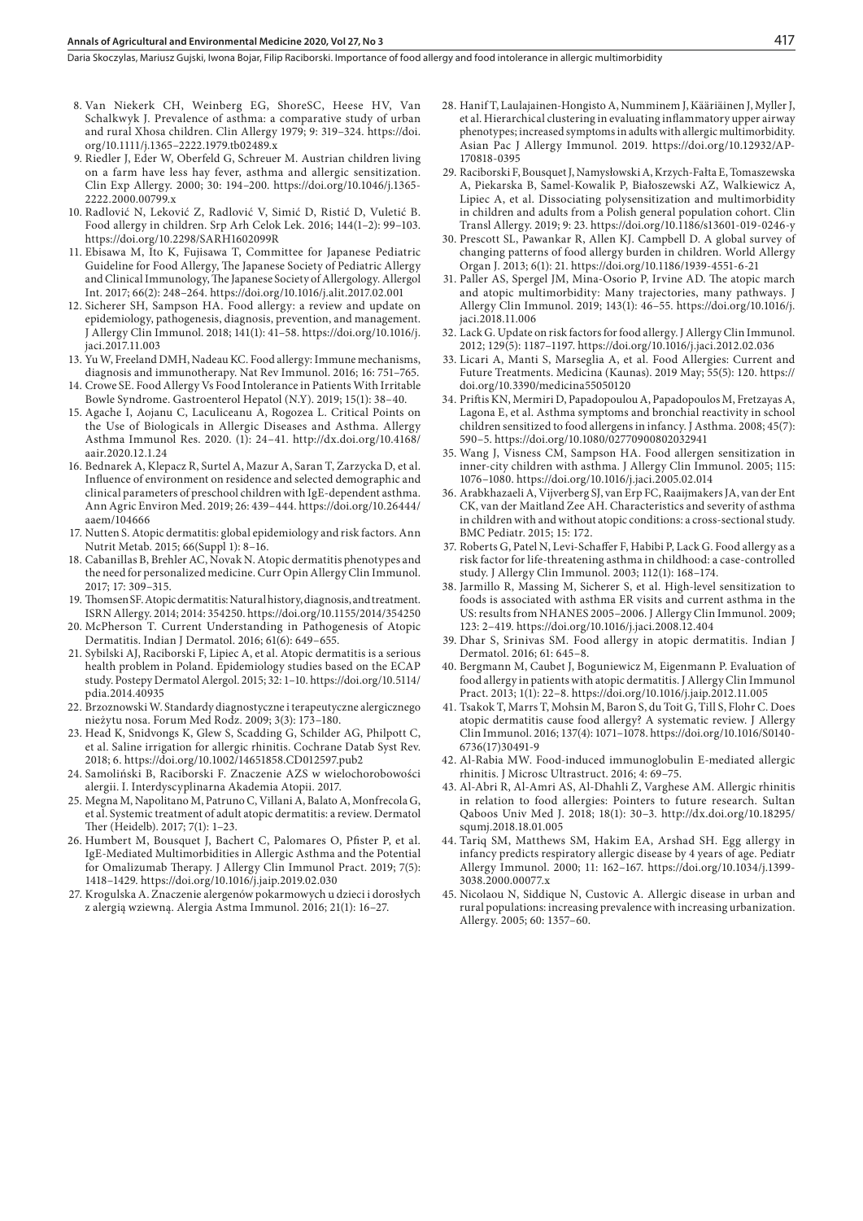8. Van Niekerk CH, Weinberg EG, ShoreSC, Heese HV, Van Schalkwyk J. Prevalence of asthma: a comparative study of urban and rural Xhosa children. Clin Allergy 1979; 9: 319–324. https://doi.org/10.1111/j.1365–2222.1979.tb02489.x
9. Riedler J, Eder W, Oberfeld G, Schreuer M. Austrian children living on a farm have less hay fever, asthma and allergic sensitization. Clin Exp Allergy. 2000; 30: 194–200. https://doi.org/10.1046/j.1365-2222.2000.00799.x
10. Radlović N, Leković Z, Radlović V, Simić D, Ristić D, Vuletić B. Food allergy in children. Srp Arh Celok Lek. 2016; 144(1–2): 99–103. https://doi.org/10.2298/SARH1602099R
11. Ebisawa M, Ito K, Fujisawa T, Committee for Japanese Pediatric Guideline for Food Allergy, The Japanese Society of Pediatric Allergy and Clinical Immunology, The Japanese Society of Allergology. Allergol Int. 2017; 66(2): 248–264. https://doi.org/10.1016/j.alit.2017.02.001
12. Sicherer SH, Sampson HA. Food allergy: a review and update on epidemiology, pathogenesis, diagnosis, prevention, and management. J Allergy Clin Immunol. 2018; 141(1): 41–58. https://doi.org/10.1016/j.jaci.2017.11.003
13. Yu W, Freeland DMH, Nadeau KC. Food allergy: Immune mechanisms, diagnosis and immunotherapy. Nat Rev Immunol. 2016; 16: 751–765.
14. Crowe SE. Food Allergy Vs Food Intolerance in Patients With Irritable Bowle Syndrome. Gastroenterol Hepatol (N.Y). 2019; 15(1): 38–40.
15. Agache I, Aojanu C, Laculiceanu A, Rogozea L. Critical Points on the Use of Biologicals in Allergic Diseases and Asthma. Allergy Asthma Immunol Res. 2020. (1): 24–41. http://dx.doi.org/10.4168/aair.2020.12.1.24
16. Bednarek A, Klepacz R, Surtel A, Mazur A, Saran T, Zarzycka D, et al. Influence of environment on residence and selected demographic and clinical parameters of preschool children with IgE-dependent asthma. Ann Agric Environ Med. 2019; 26: 439–444. https://doi.org/10.26444/aaem/104666
17. Nutten S. Atopic dermatitis: global epidemiology and risk factors. Ann Nutrit Metab. 2015; 66(Suppl 1): 8–16.
18. Cabanillas B, Brehler AC, Novak N. Atopic dermatitis phenotypes and the need for personalized medicine. Curr Opin Allergy Clin Immunol. 2017; 17: 309–315.
19. Thomsen SF. Atopic dermatitis: Natural history, diagnosis, and treatment. ISRN Allergy. 2014; 2014: 354250. https://doi.org/10.1155/2014/354250
20. McPherson T. Current Understanding in Pathogenesis of Atopic Dermatitis. Indian J Dermatol. 2016; 61(6): 649–655.
21. Sybilski AJ, Raciborski F, Lipiec A, et al. Atopic dermatitis is a serious health problem in Poland. Epidemiology studies based on the ECAP study. Postepy Dermatol Alergol. 2015; 32: 1–10. https://doi.org/10.5114/pdia.2014.40935
22. Brzoznowski W. Standardy diagnostyczne i terapeutyczne alergicznego nieżytu nosa. Forum Med Rodz. 2009; 3(3): 173–180.
23. Head K, Snidvongs K, Glew S, Scadding G, Schilder AG, Philpott C, et al. Saline irrigation for allergic rhinitis. Cochrane Datab Syst Rev. 2018; 6. https://doi.org/10.1002/14651858.CD012597.pub2
24. Samoliński B, Raciborski F. Znaczenie AZS w wielochorobowości alergii. I. Interdyscyplinarna Akademia Atopii. 2017.
25. Megna M, Napolitano M, Patruno C, Villani A, Balato A, Monfrecola G, et al. Systemic treatment of adult atopic dermatitis: a review. Dermatol Ther (Heidelb). 2017; 7(1): 1–23.
26. Humbert M, Bousquet J, Bachert C, Palomares O, Pfister P, et al. IgE-Mediated Multimorbidities in Allergic Asthma and the Potential for Omalizumab Therapy. J Allergy Clin Immunol Pract. 2019; 7(5): 1418–1429. https://doi.org/10.1016/j.jaip.2019.02.030
27. Krogulska A. Znaczenie alergenów pokarmowych u dzieci i dorosłych z alergią wziewną. Alergia Astma Immunol. 2016; 21(1): 16–27.
28. Hanif T, Laulajainen-Hongisto A, Numminem J, Kääriäinen J, Myller J, et al. Hierarchical clustering in evaluating inflammatory upper airway phenotypes; increased symptoms in adults with allergic multimorbidity. Asian Pac J Allergy Immunol. 2019. https://doi.org/10.12932/AP-170818-0395
29. Raciborski F, Bousquet J, Namysłowski A, Krzych-Fałta E, Tomaszewska A, Piekarska B, Samel-Kowalik P, Białoszewski AZ, Walkiewicz A, Lipiec A, et al. Dissociating polysensitization and multimorbidity in children and adults from a Polish general population cohort. Clin Transl Allergy. 2019; 9: 23. https://doi.org/10.1186/s13601-019-0246-y
30. Prescott SL, Pawankar R, Allen KJ. Campbell D. A global survey of changing patterns of food allergy burden in children. World Allergy Organ J. 2013; 6(1): 21. https://doi.org/10.1186/1939-4551-6-21
31. Paller AS, Spergel JM, Mina-Osorio P, Irvine AD. The atopic march and atopic multimorbidity: Many trajectories, many pathways. J Allergy Clin Immunol. 2019; 143(1): 46–55. https://doi.org/10.1016/j.jaci.2018.11.006
32. Lack G. Update on risk factors for food allergy. J Allergy Clin Immunol. 2012; 129(5): 1187–1197. https://doi.org/10.1016/j.jaci.2012.02.036
33. Licari A, Manti S, Marseglia A, et al. Food Allergies: Current and Future Treatments. Medicina (Kaunas). 2019 May; 55(5): 120. https://doi.org/10.3390/medicina55050120
34. Priftis KN, Mermiri D, Papadopoulou A, Papadopoulos M, Fretzayas A, Lagona E, et al. Asthma symptoms and bronchial reactivity in school children sensitized to food allergens in infancy. J Asthma. 2008; 45(7): 590–5. https://doi.org/10.1080/02770900802032941
35. Wang J, Visness CM, Sampson HA. Food allergen sensitization in inner-city children with asthma. J Allergy Clin Immunol. 2005; 115: 1076–1080. https://doi.org/10.1016/j.jaci.2005.02.014
36. Arabkhazaeli A, Vijverberg SJ, van Erp FC, Raaijmakers JA, van der Ent CK, van der Maitland Zee AH. Characteristics and severity of asthma in children with and without atopic conditions: a cross-sectional study. BMC Pediatr. 2015; 15: 172.
37. Roberts G, Patel N, Levi-Schaffer F, Habibi P, Lack G. Food allergy as a risk factor for life-threatening asthma in childhood: a case-controlled study. J Allergy Clin Immunol. 2003; 112(1): 168–174.
38. Jarmillo R, Massing M, Sicherer S, et al. High-level sensitization to foods is associated with asthma ER visits and current asthma in the US: results from NHANES 2005–2006. J Allergy Clin Immunol. 2009; 123: 2–419. https://doi.org/10.1016/j.jaci.2008.12.404
39. Dhar S, Srinivas SM. Food allergy in atopic dermatitis. Indian J Dermatol. 2016; 61: 645–8.
40. Bergmann M, Caubet J, Boguniewicz M, Eigenmann P. Evaluation of food allergy in patients with atopic dermatitis. J Allergy Clin Immunol Pract. 2013; 1(1): 22–8. https://doi.org/10.1016/j.jaip.2012.11.005
41. Tsakok T, Marrs T, Mohsin M, Baron S, du Toit G, Till S, Flohr C. Does atopic dermatitis cause food allergy? A systematic review. J Allergy Clin Immunol. 2016; 137(4): 1071–1078. https://doi.org/10.1016/S0140-6736(17)30491-9
42. Al-Rabia MW. Food-induced immunoglobulin E-mediated allergic rhinitis. J Microsc Ultrastruct. 2016; 4: 69–75.
43. Al-Abri R, Al-Amri AS, Al-Dhahli Z, Varghese AM. Allergic rhinitis in relation to food allergies: Pointers to future research. Sultan Qaboos Univ Med J. 2018; 18(1): 30–3. http://dx.doi.org/10.18295/squmj.2018.18.01.005
44. Tariq SM, Matthews SM, Hakim EA, Arshad SH. Egg allergy in infancy predicts respiratory allergic disease by 4 years of age. Pediatr Allergy Immunol. 2000; 11: 162–167. https://doi.org/10.1034/j.1399-3038.2000.00077.x
45. Nicolaou N, Siddique N, Custovic A. Allergic disease in urban and rural populations: increasing prevalence with increasing urbanization. Allergy. 2005; 60: 1357–60.